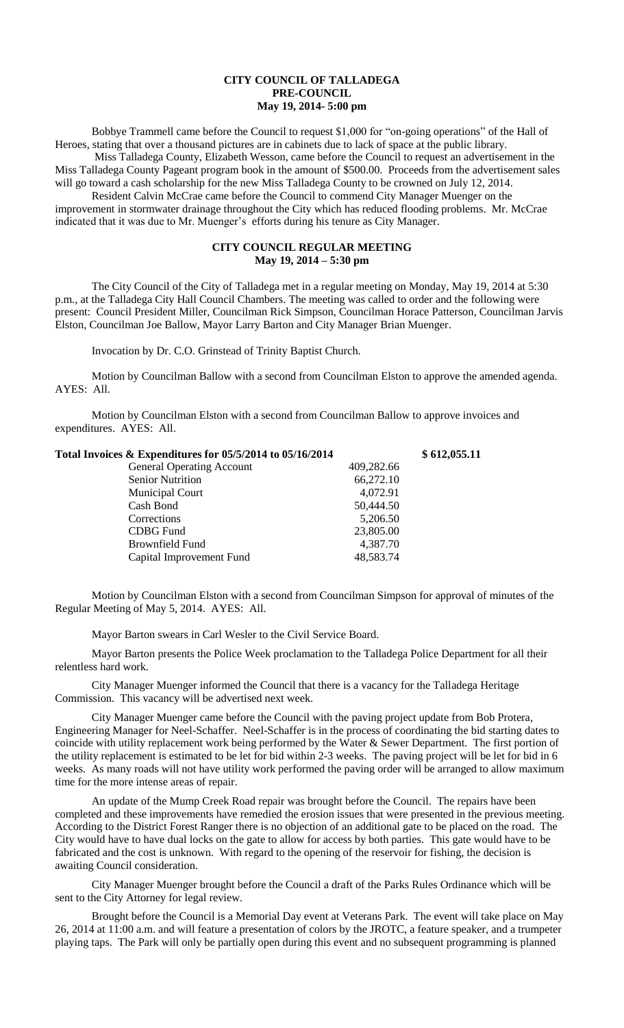# CITY COUNCIL OF TALLADEGA
## PRE-COUNCIL
### May 19, 2014- 5:00 pm

Bobbye Trammell came before the Council to request $1,000 for "on-going operations" of the Hall of Heroes, stating that over a thousand pictures are in cabinets due to lack of space at the public library.

Miss Talladega County, Elizabeth Wesson, came before the Council to request an advertisement in the Miss Talladega County Pageant program book in the amount of $500.00. Proceeds from the advertisement sales will go toward a cash scholarship for the new Miss Talladega County to be crowned on July 12, 2014.

Resident Calvin McCrae came before the Council to commend City Manager Muenger on the improvement in stormwater drainage throughout the City which has reduced flooding problems. Mr. McCrae indicated that it was due to Mr. Muenger's efforts during his tenure as City Manager.

## CITY COUNCIL REGULAR MEETING
### May 19, 2014 – 5:30 pm

The City Council of the City of Talladega met in a regular meeting on Monday, May 19, 2014 at 5:30 p.m., at the Talladega City Hall Council Chambers. The meeting was called to order and the following were present: Council President Miller, Councilman Rick Simpson, Councilman Horace Patterson, Councilman Jarvis Elston, Councilman Joe Ballow, Mayor Larry Barton and City Manager Brian Muenger.

Invocation by Dr. C.O. Grinstead of Trinity Baptist Church.

Motion by Councilman Ballow with a second from Councilman Elston to approve the amended agenda. AYES: All.

Motion by Councilman Elston with a second from Councilman Ballow to approve invoices and expenditures. AYES: All.

| **Total Invoices & Expenditures for 05/5/2014 to 05/16/2014** | | **$ 612,055.11** |
|---|---|---|
| General Operating Account | 409,282.66 | |
| Senior Nutrition | 66,272.10 | |
| Municipal Court | 4,072.91 | |
| Cash Bond | 50,444.50 | |
| Corrections | 5,206.50 | |
| CDBG Fund | 23,805.00 | |
| Brownfield Fund | 4,387.70 | |
| Capital Improvement Fund | 48,583.74 | |

Motion by Councilman Elston with a second from Councilman Simpson for approval of minutes of the Regular Meeting of May 5, 2014. AYES: All.

Mayor Barton swears in Carl Wesler to the Civil Service Board.

Mayor Barton presents the Police Week proclamation to the Talladega Police Department for all their relentless hard work.

City Manager Muenger informed the Council that there is a vacancy for the Talladega Heritage Commission. This vacancy will be advertised next week.

City Manager Muenger came before the Council with the paving project update from Bob Protera, Engineering Manager for Neel-Schaffer. Neel-Schaffer is in the process of coordinating the bid starting dates to coincide with utility replacement work being performed by the Water & Sewer Department. The first portion of the utility replacement is estimated to be let for bid within 2-3 weeks. The paving project will be let for bid in 6 weeks. As many roads will not have utility work performed the paving order will be arranged to allow maximum time for the more intense areas of repair.

An update of the Mump Creek Road repair was brought before the Council. The repairs have been completed and these improvements have remedied the erosion issues that were presented in the previous meeting. According to the District Forest Ranger there is no objection of an additional gate to be placed on the road. The City would have to have dual locks on the gate to allow for access by both parties. This gate would have to be fabricated and the cost is unknown. With regard to the opening of the reservoir for fishing, the decision is awaiting Council consideration.

City Manager Muenger brought before the Council a draft of the Parks Rules Ordinance which will be sent to the City Attorney for legal review.

Brought before the Council is a Memorial Day event at Veterans Park. The event will take place on May 26, 2014 at 11:00 a.m. and will feature a presentation of colors by the JROTC, a feature speaker, and a trumpeter playing taps. The Park will only be partially open during this event and no subsequent programming is planned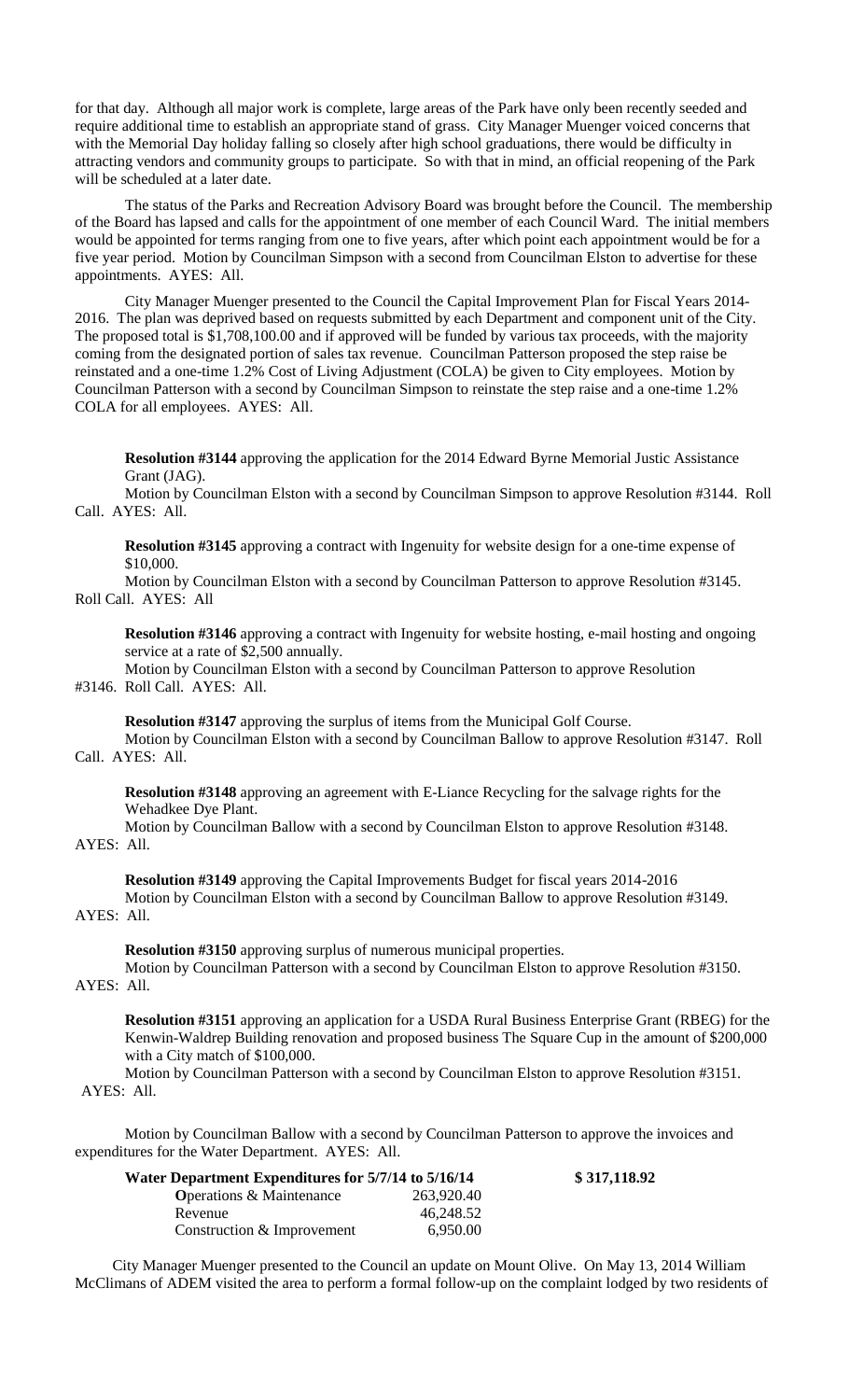for that day. Although all major work is complete, large areas of the Park have only been recently seeded and require additional time to establish an appropriate stand of grass. City Manager Muenger voiced concerns that with the Memorial Day holiday falling so closely after high school graduations, there would be difficulty in attracting vendors and community groups to participate. So with that in mind, an official reopening of the Park will be scheduled at a later date.

The status of the Parks and Recreation Advisory Board was brought before the Council. The membership of the Board has lapsed and calls for the appointment of one member of each Council Ward. The initial members would be appointed for terms ranging from one to five years, after which point each appointment would be for a five year period. Motion by Councilman Simpson with a second from Councilman Elston to advertise for these appointments. AYES: All.

City Manager Muenger presented to the Council the Capital Improvement Plan for Fiscal Years 2014-2016. The plan was deprived based on requests submitted by each Department and component unit of the City. The proposed total is $1,708,100.00 and if approved will be funded by various tax proceeds, with the majority coming from the designated portion of sales tax revenue. Councilman Patterson proposed the step raise be reinstated and a one-time 1.2% Cost of Living Adjustment (COLA) be given to City employees. Motion by Councilman Patterson with a second by Councilman Simpson to reinstate the step raise and a one-time 1.2% COLA for all employees. AYES: All.

**Resolution #3144** approving the application for the 2014 Edward Byrne Memorial Justic Assistance Grant (JAG).

Motion by Councilman Elston with a second by Councilman Simpson to approve Resolution #3144. Roll Call. AYES: All.

**Resolution #3145** approving a contract with Ingenuity for website design for a one-time expense of $10,000.

Motion by Councilman Elston with a second by Councilman Patterson to approve Resolution #3145. Roll Call. AYES: All

**Resolution #3146** approving a contract with Ingenuity for website hosting, e-mail hosting and ongoing service at a rate of $2,500 annually.

Motion by Councilman Elston with a second by Councilman Patterson to approve Resolution #3146. Roll Call. AYES: All.

**Resolution #3147** approving the surplus of items from the Municipal Golf Course.

Motion by Councilman Elston with a second by Councilman Ballow to approve Resolution #3147. Roll Call. AYES: All.

**Resolution #3148** approving an agreement with E-Liance Recycling for the salvage rights for the Wehadkee Dye Plant.

Motion by Councilman Ballow with a second by Councilman Elston to approve Resolution #3148. AYES: All.

**Resolution #3149** approving the Capital Improvements Budget for fiscal years 2014-2016

Motion by Councilman Elston with a second by Councilman Ballow to approve Resolution #3149. AYES: All.

**Resolution #3150** approving surplus of numerous municipal properties.

Motion by Councilman Patterson with a second by Councilman Elston to approve Resolution #3150. AYES: All.

**Resolution #3151** approving an application for a USDA Rural Business Enterprise Grant (RBEG) for the Kenwin-Waldrep Building renovation and proposed business The Square Cup in the amount of $200,000 with a City match of $100,000.

Motion by Councilman Patterson with a second by Councilman Elston to approve Resolution #3151. AYES: All.

Motion by Councilman Ballow with a second by Councilman Patterson to approve the invoices and expenditures for the Water Department. AYES: All.

| **Water Department Expenditures for 5/7/14 to 5/16/14** | | **$ 317,118.92** |
|---|---|---|
| **O**perations & Maintenance | 263,920.40 | |
| Revenue | 46,248.52 | |
| Construction & Improvement | 6,950.00 | |

City Manager Muenger presented to the Council an update on Mount Olive. On May 13, 2014 William McClimans of ADEM visited the area to perform a formal follow-up on the complaint lodged by two residents of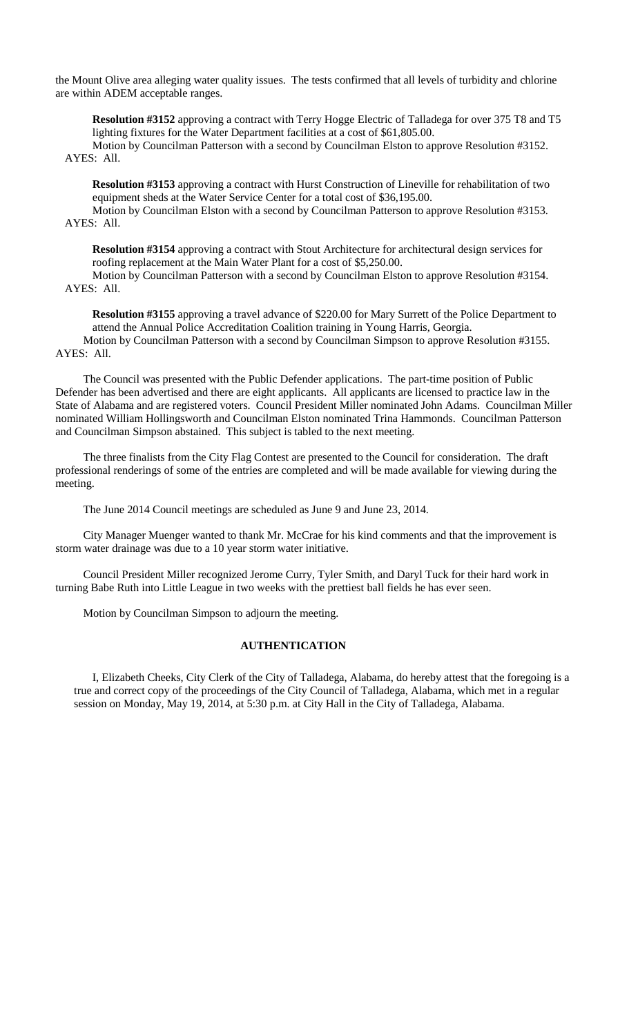the Mount Olive area alleging water quality issues. The tests confirmed that all levels of turbidity and chlorine are within ADEM acceptable ranges.

**Resolution #3152** approving a contract with Terry Hogge Electric of Talladega for over 375 T8 and T5 lighting fixtures for the Water Department facilities at a cost of $61,805.00.

Motion by Councilman Patterson with a second by Councilman Elston to approve Resolution #3152. AYES: All.

**Resolution #3153** approving a contract with Hurst Construction of Lineville for rehabilitation of two equipment sheds at the Water Service Center for a total cost of $36,195.00.

Motion by Councilman Elston with a second by Councilman Patterson to approve Resolution #3153. AYES: All.

**Resolution #3154** approving a contract with Stout Architecture for architectural design services for roofing replacement at the Main Water Plant for a cost of $5,250.00.

Motion by Councilman Patterson with a second by Councilman Elston to approve Resolution #3154. AYES: All.

**Resolution #3155** approving a travel advance of $220.00 for Mary Surrett of the Police Department to attend the Annual Police Accreditation Coalition training in Young Harris, Georgia.

Motion by Councilman Patterson with a second by Councilman Simpson to approve Resolution #3155. AYES: All.

The Council was presented with the Public Defender applications. The part-time position of Public Defender has been advertised and there are eight applicants. All applicants are licensed to practice law in the State of Alabama and are registered voters. Council President Miller nominated John Adams. Councilman Miller nominated William Hollingsworth and Councilman Elston nominated Trina Hammonds. Councilman Patterson and Councilman Simpson abstained. This subject is tabled to the next meeting.

The three finalists from the City Flag Contest are presented to the Council for consideration. The draft professional renderings of some of the entries are completed and will be made available for viewing during the meeting.

The June 2014 Council meetings are scheduled as June 9 and June 23, 2014.

City Manager Muenger wanted to thank Mr. McCrae for his kind comments and that the improvement is storm water drainage was due to a 10 year storm water initiative.

Council President Miller recognized Jerome Curry, Tyler Smith, and Daryl Tuck for their hard work in turning Babe Ruth into Little League in two weeks with the prettiest ball fields he has ever seen.

Motion by Councilman Simpson to adjourn the meeting.

## AUTHENTICATION

I, Elizabeth Cheeks, City Clerk of the City of Talladega, Alabama, do hereby attest that the foregoing is a true and correct copy of the proceedings of the City Council of Talladega, Alabama, which met in a regular session on Monday, May 19, 2014, at 5:30 p.m. at City Hall in the City of Talladega, Alabama.